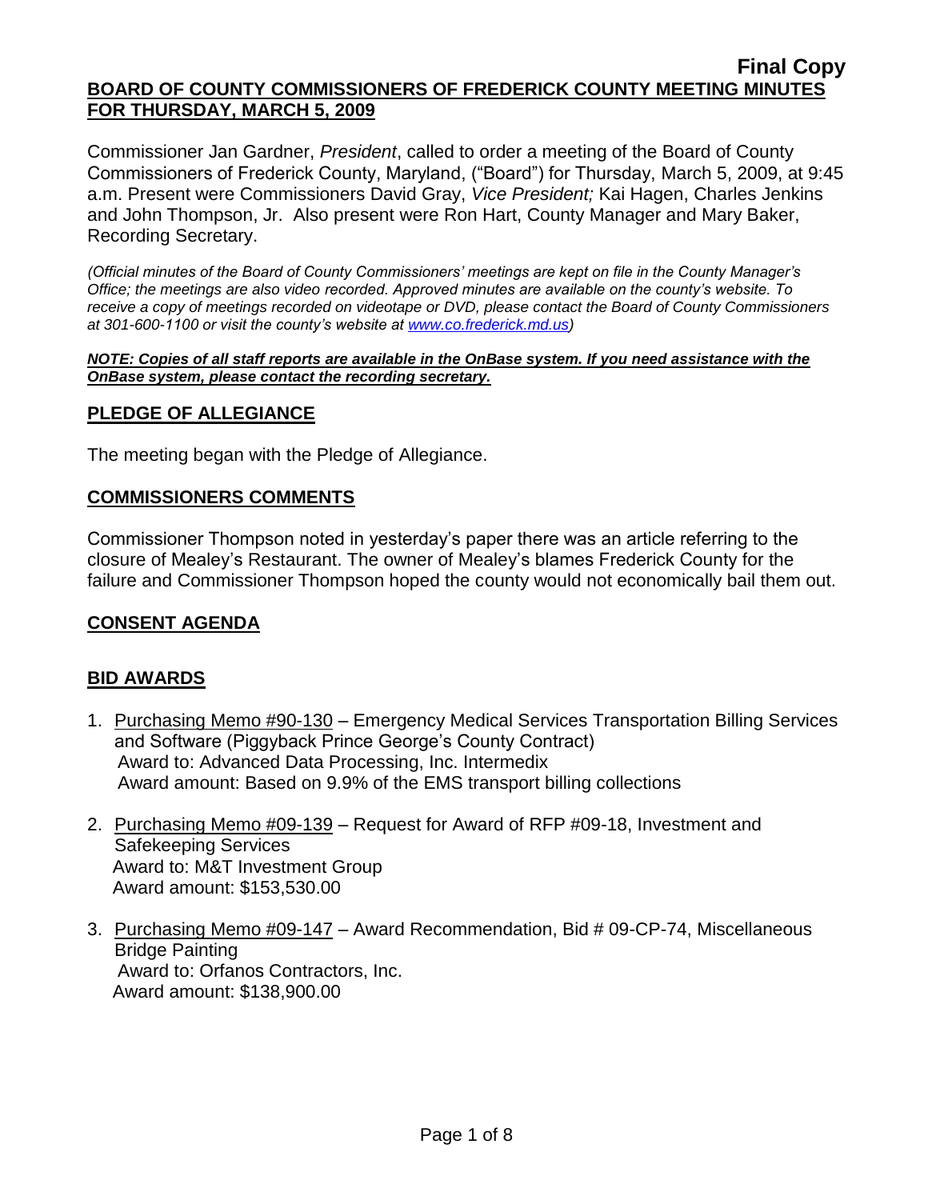**Final Copy**

**BOARD OF COUNTY COMMISSIONERS OF FREDERICK COUNTY MEETING MINUTES FOR THURSDAY, MARCH 5, 2009**

Commissioner Jan Gardner, *President*, called to order a meeting of the Board of County Commissioners of Frederick County, Maryland, ("Board") for Thursday, March 5, 2009, at 9:45 a.m. Present were Commissioners David Gray, *Vice President;* Kai Hagen, Charles Jenkins and John Thompson, Jr. Also present were Ron Hart, County Manager and Mary Baker, Recording Secretary.

*(Official minutes of the Board of County Commissioners' meetings are kept on file in the County Manager's Office; the meetings are also video recorded. Approved minutes are available on the county's website. To receive a copy of meetings recorded on videotape or DVD, please contact the Board of County Commissioners at 301-600-1100 or visit the county's website at [www.co.frederick.md.us](www.co.frederick.md.us))*

***NOTE: Copies of all staff reports are available in the OnBase system. If you need assistance with the OnBase system, please contact the recording secretary.***

## PLEDGE OF ALLEGIANCE

The meeting began with the Pledge of Allegiance.

## COMMISSIONERS COMMENTS

Commissioner Thompson noted in yesterday's paper there was an article referring to the closure of Mealey's Restaurant. The owner of Mealey's blames Frederick County for the failure and Commissioner Thompson hoped the county would not economically bail them out.

## CONSENT AGENDA

## BID AWARDS

1. Purchasing Memo #90-130 – Emergency Medical Services Transportation Billing Services and Software (Piggyback Prince George's County Contract)
   Award to: Advanced Data Processing, Inc. Intermedix
   Award amount: Based on 9.9% of the EMS transport billing collections

2. Purchasing Memo #09-139 – Request for Award of RFP #09-18, Investment and Safekeeping Services
   Award to: M&T Investment Group
   Award amount: $153,530.00

3. Purchasing Memo #09-147 – Award Recommendation, Bid # 09-CP-74, Miscellaneous Bridge Painting
   Award to: Orfanos Contractors, Inc.
   Award amount: $138,900.00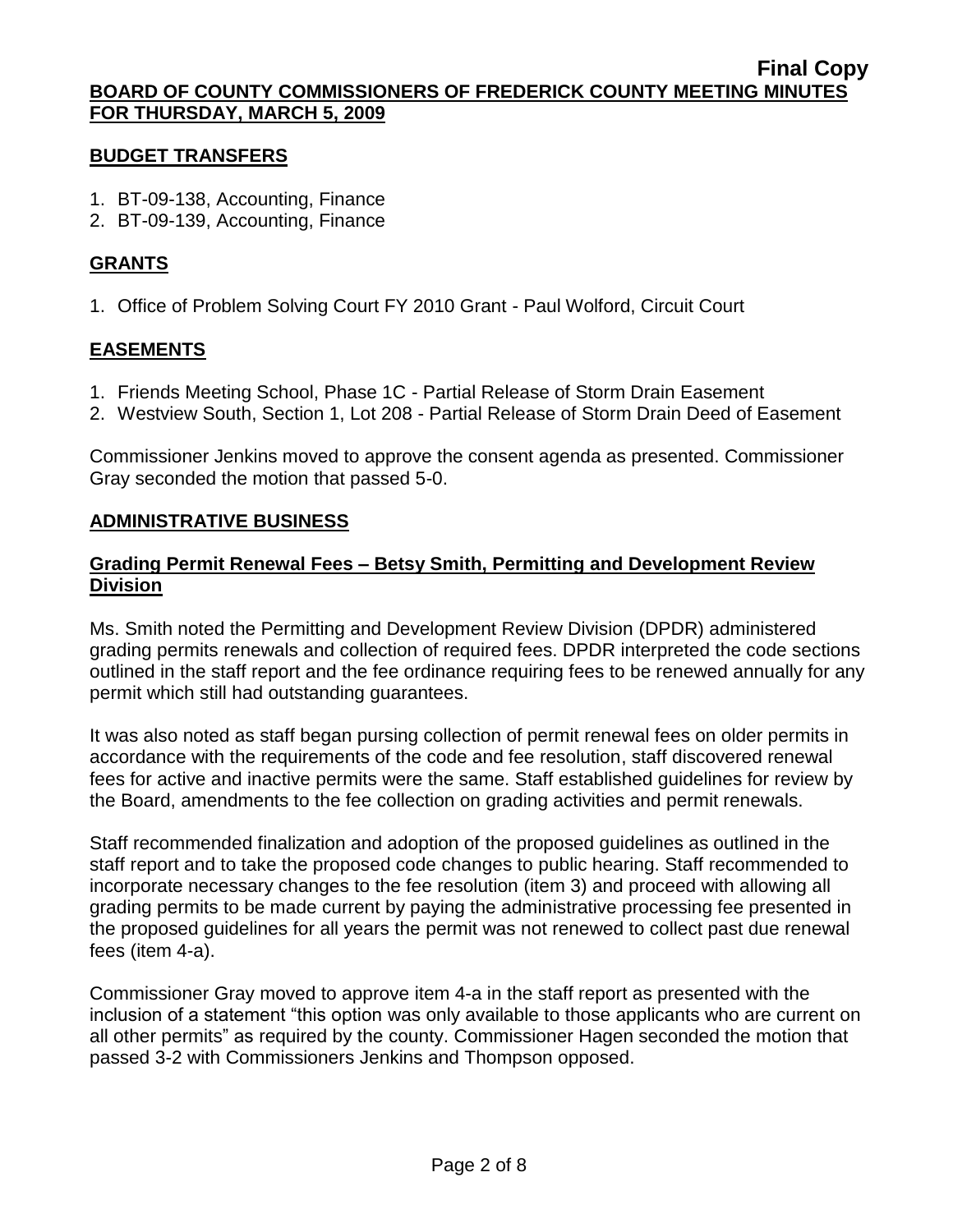**Final Copy**

**BOARD OF COUNTY COMMISSIONERS OF FREDERICK COUNTY MEETING MINUTES FOR THURSDAY, MARCH 5, 2009**

## BUDGET TRANSFERS

1. BT-09-138, Accounting, Finance
2. BT-09-139, Accounting, Finance

## GRANTS

1. Office of Problem Solving Court FY 2010 Grant - Paul Wolford, Circuit Court

## EASEMENTS

1. Friends Meeting School, Phase 1C - Partial Release of Storm Drain Easement
2. Westview South, Section 1, Lot 208 - Partial Release of Storm Drain Deed of Easement

Commissioner Jenkins moved to approve the consent agenda as presented. Commissioner Gray seconded the motion that passed 5-0.

## ADMINISTRATIVE BUSINESS

### Grading Permit Renewal Fees – Betsy Smith, Permitting and Development Review Division

Ms. Smith noted the Permitting and Development Review Division (DPDR) administered grading permits renewals and collection of required fees. DPDR interpreted the code sections outlined in the staff report and the fee ordinance requiring fees to be renewed annually for any permit which still had outstanding guarantees.

It was also noted as staff began pursing collection of permit renewal fees on older permits in accordance with the requirements of the code and fee resolution, staff discovered renewal fees for active and inactive permits were the same. Staff established guidelines for review by the Board, amendments to the fee collection on grading activities and permit renewals.

Staff recommended finalization and adoption of the proposed guidelines as outlined in the staff report and to take the proposed code changes to public hearing. Staff recommended to incorporate necessary changes to the fee resolution (item 3) and proceed with allowing all grading permits to be made current by paying the administrative processing fee presented in the proposed guidelines for all years the permit was not renewed to collect past due renewal fees (item 4-a).

Commissioner Gray moved to approve item 4-a in the staff report as presented with the inclusion of a statement "this option was only available to those applicants who are current on all other permits" as required by the county. Commissioner Hagen seconded the motion that passed 3-2 with Commissioners Jenkins and Thompson opposed.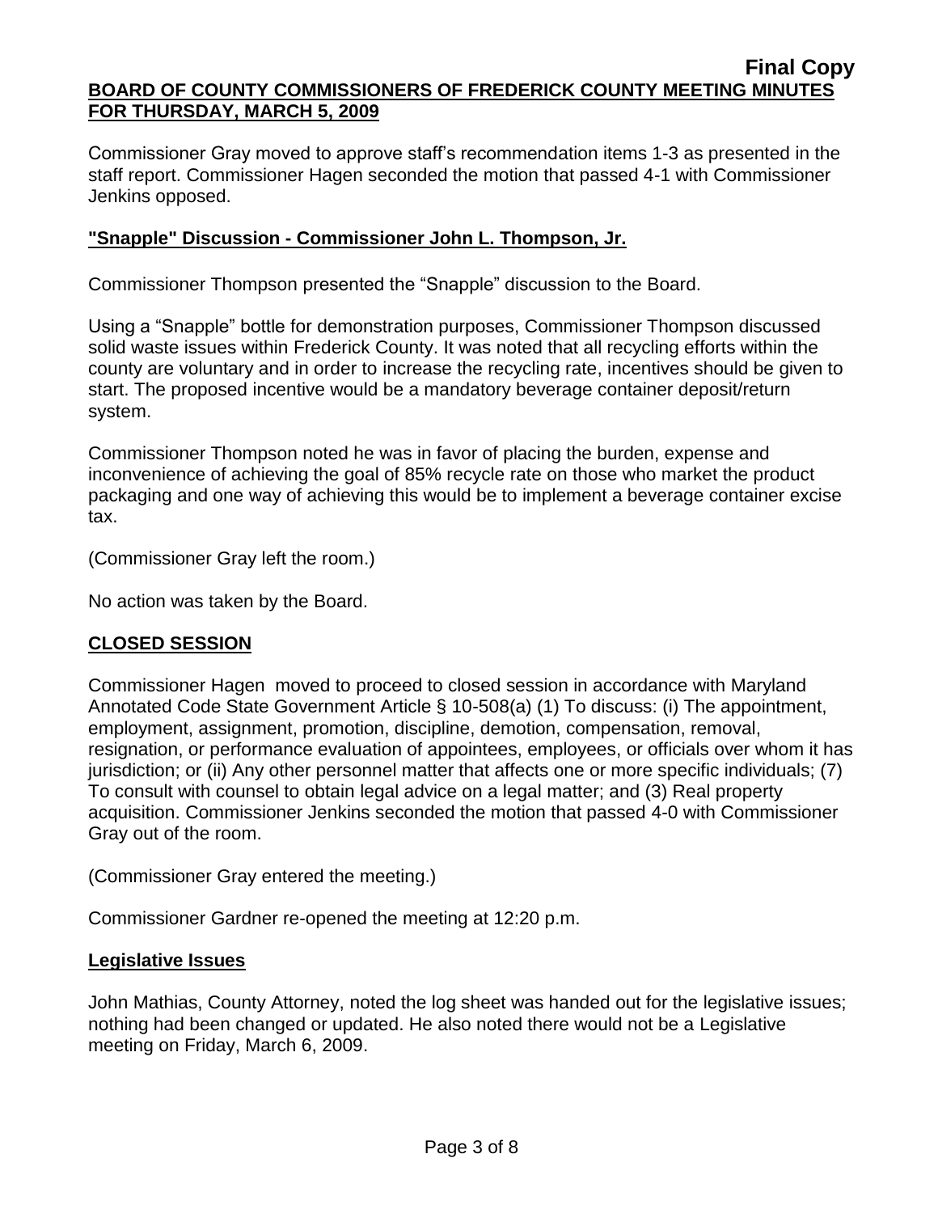Commissioner Gray moved to approve staff's recommendation items 1-3 as presented in the staff report. Commissioner Hagen seconded the motion that passed 4-1 with Commissioner Jenkins opposed.

## **"Snapple" Discussion - Commissioner John L. Thompson, Jr.**

Commissioner Thompson presented the "Snapple" discussion to the Board.

Using a "Snapple" bottle for demonstration purposes, Commissioner Thompson discussed solid waste issues within Frederick County. It was noted that all recycling efforts within the county are voluntary and in order to increase the recycling rate, incentives should be given to start. The proposed incentive would be a mandatory beverage container deposit/return system.

Commissioner Thompson noted he was in favor of placing the burden, expense and inconvenience of achieving the goal of 85% recycle rate on those who market the product packaging and one way of achieving this would be to implement a beverage container excise tax.

(Commissioner Gray left the room.)

No action was taken by the Board.

## **CLOSED SESSION**

Commissioner Hagen moved to proceed to closed session in accordance with Maryland Annotated Code State Government Article § 10-508(a) (1) To discuss: (i) The appointment, employment, assignment, promotion, discipline, demotion, compensation, removal, resignation, or performance evaluation of appointees, employees, or officials over whom it has jurisdiction; or (ii) Any other personnel matter that affects one or more specific individuals; (7) To consult with counsel to obtain legal advice on a legal matter; and (3) Real property acquisition. Commissioner Jenkins seconded the motion that passed 4-0 with Commissioner Gray out of the room.

(Commissioner Gray entered the meeting.)

Commissioner Gardner re-opened the meeting at 12:20 p.m.

## **Legislative Issues**

John Mathias, County Attorney, noted the log sheet was handed out for the legislative issues; nothing had been changed or updated. He also noted there would not be a Legislative meeting on Friday, March 6, 2009.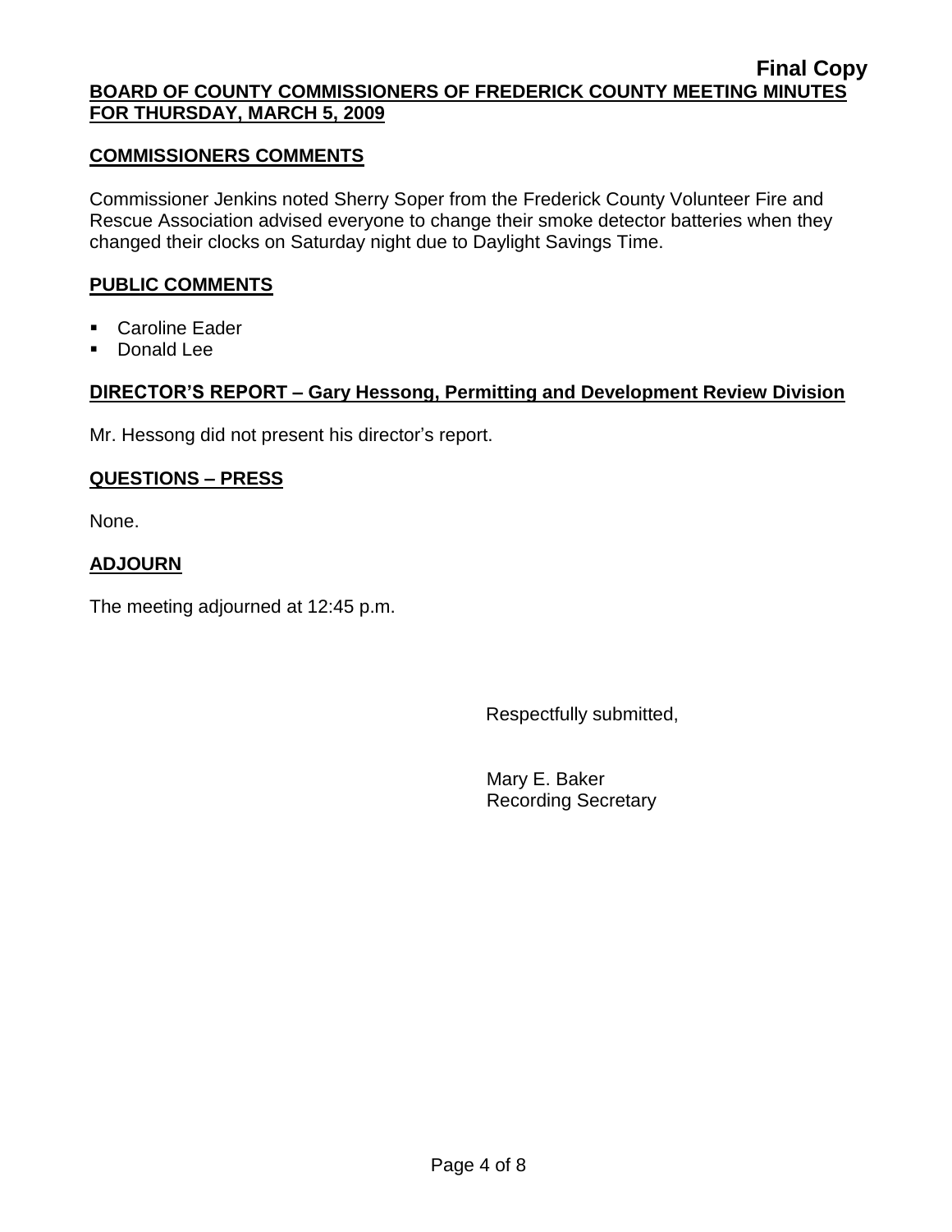**Final Copy**

**BOARD OF COUNTY COMMISSIONERS OF FREDERICK COUNTY MEETING MINUTES FOR THURSDAY, MARCH 5, 2009**

## COMMISSIONERS COMMENTS

Commissioner Jenkins noted Sherry Soper from the Frederick County Volunteer Fire and Rescue Association advised everyone to change their smoke detector batteries when they changed their clocks on Saturday night due to Daylight Savings Time.

## PUBLIC COMMENTS

- Caroline Eader
- Donald Lee

## DIRECTOR'S REPORT – Gary Hessong, Permitting and Development Review Division

Mr. Hessong did not present his director's report.

## QUESTIONS – PRESS

None.

## ADJOURN

The meeting adjourned at 12:45 p.m.

Respectfully submitted,

Mary E. Baker
Recording Secretary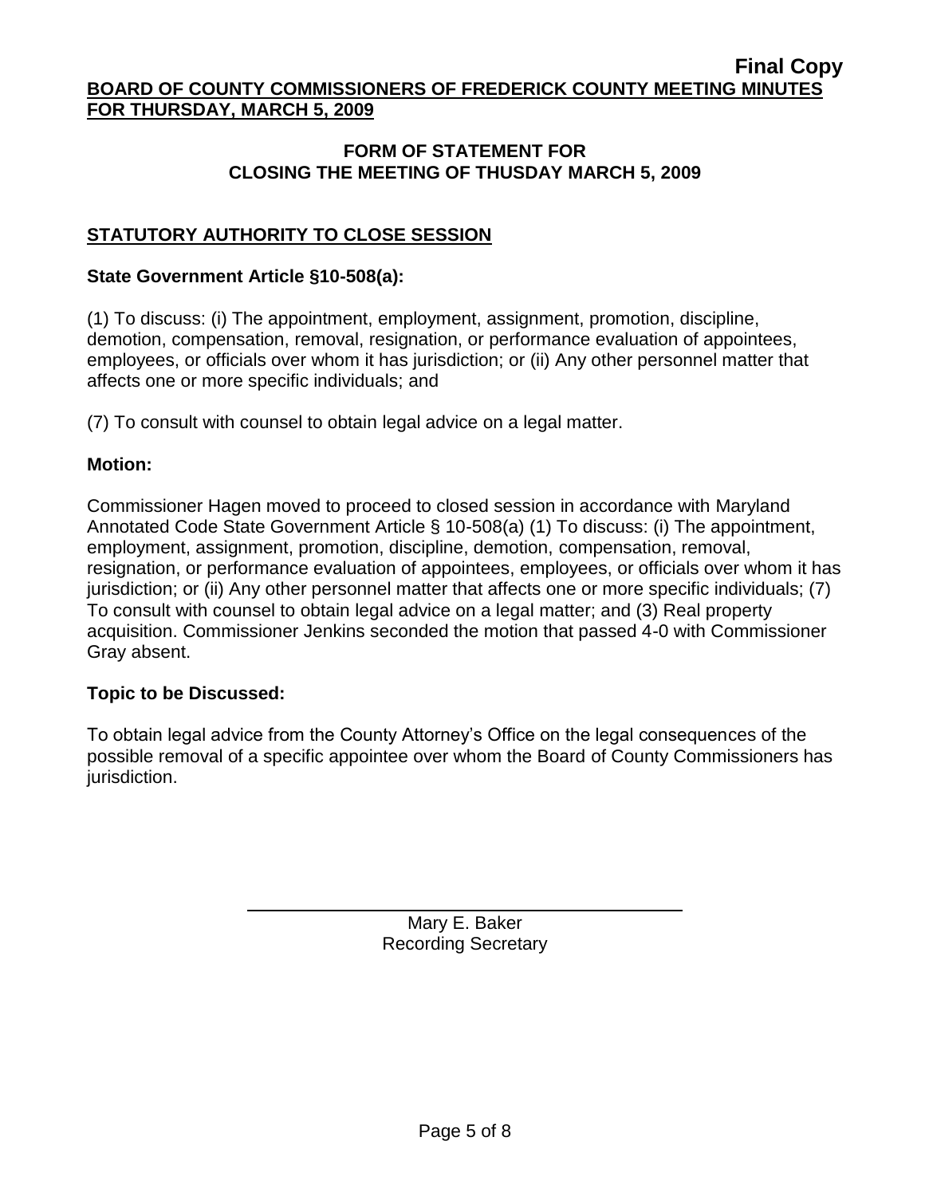**Final Copy**

**BOARD OF COUNTY COMMISSIONERS OF FREDERICK COUNTY MEETING MINUTES FOR THURSDAY, MARCH 5, 2009**

## FORM OF STATEMENT FOR CLOSING THE MEETING OF THUSDAY MARCH 5, 2009

### STATUTORY AUTHORITY TO CLOSE SESSION

**State Government Article §10-508(a):**

(1) To discuss: (i) The appointment, employment, assignment, promotion, discipline, demotion, compensation, removal, resignation, or performance evaluation of appointees, employees, or officials over whom it has jurisdiction; or (ii) Any other personnel matter that affects one or more specific individuals; and

(7) To consult with counsel to obtain legal advice on a legal matter.

**Motion:**

Commissioner Hagen moved to proceed to closed session in accordance with Maryland Annotated Code State Government Article § 10-508(a) (1) To discuss: (i) The appointment, employment, assignment, promotion, discipline, demotion, compensation, removal, resignation, or performance evaluation of appointees, employees, or officials over whom it has jurisdiction; or (ii) Any other personnel matter that affects one or more specific individuals; (7) To consult with counsel to obtain legal advice on a legal matter; and (3) Real property acquisition. Commissioner Jenkins seconded the motion that passed 4-0 with Commissioner Gray absent.

**Topic to be Discussed:**

To obtain legal advice from the County Attorney's Office on the legal consequences of the possible removal of a specific appointee over whom the Board of County Commissioners has jurisdiction.

Mary E. Baker
Recording Secretary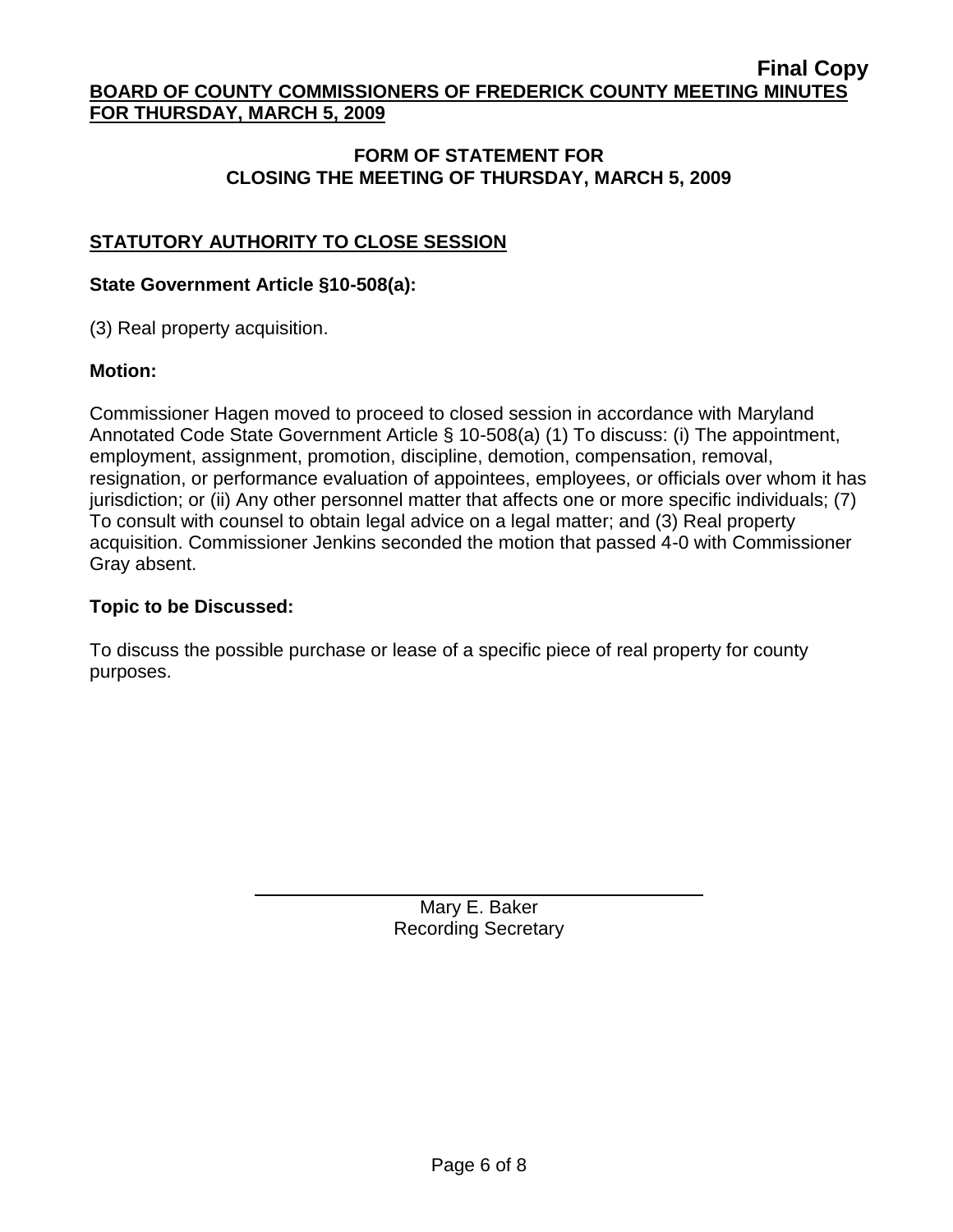**Final Copy**

**BOARD OF COUNTY COMMISSIONERS OF FREDERICK COUNTY MEETING MINUTES FOR THURSDAY, MARCH 5, 2009**

## FORM OF STATEMENT FOR CLOSING THE MEETING OF THURSDAY, MARCH 5, 2009

### STATUTORY AUTHORITY TO CLOSE SESSION

**State Government Article §10-508(a):**

(3) Real property acquisition.

**Motion:**

Commissioner Hagen moved to proceed to closed session in accordance with Maryland Annotated Code State Government Article § 10-508(a) (1) To discuss: (i) The appointment, employment, assignment, promotion, discipline, demotion, compensation, removal, resignation, or performance evaluation of appointees, employees, or officials over whom it has jurisdiction; or (ii) Any other personnel matter that affects one or more specific individuals; (7) To consult with counsel to obtain legal advice on a legal matter; and (3) Real property acquisition. Commissioner Jenkins seconded the motion that passed 4-0 with Commissioner Gray absent.

**Topic to be Discussed:**

To discuss the possible purchase or lease of a specific piece of real property for county purposes.

Mary E. Baker
Recording Secretary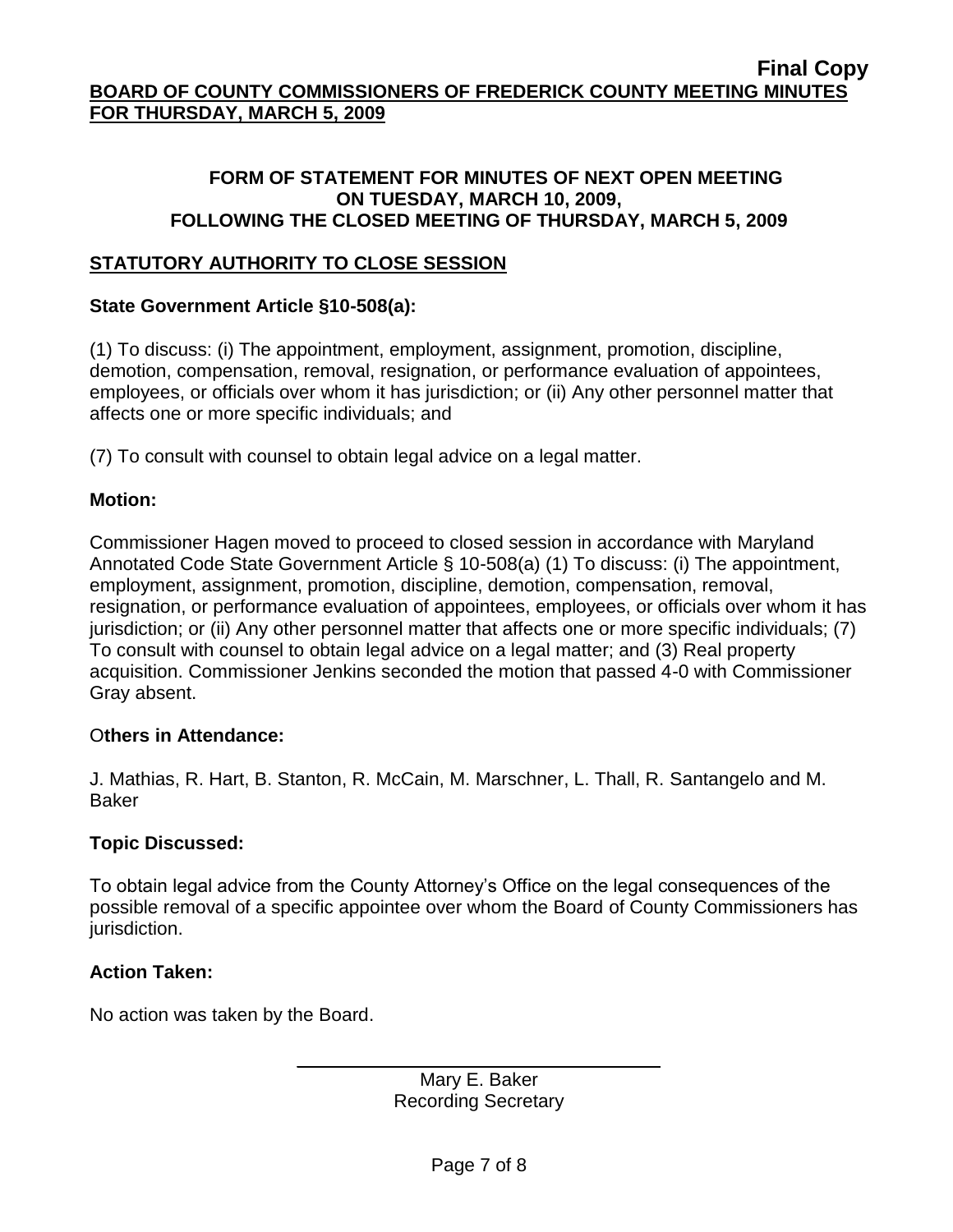**Final Copy**

**BOARD OF COUNTY COMMISSIONERS OF FREDERICK COUNTY MEETING MINUTES FOR THURSDAY, MARCH 5, 2009**

**FORM OF STATEMENT FOR MINUTES OF NEXT OPEN MEETING ON TUESDAY, MARCH 10, 2009, FOLLOWING THE CLOSED MEETING OF THURSDAY, MARCH 5, 2009**

## STATUTORY AUTHORITY TO CLOSE SESSION

**State Government Article §10-508(a):**

(1) To discuss: (i) The appointment, employment, assignment, promotion, discipline, demotion, compensation, removal, resignation, or performance evaluation of appointees, employees, or officials over whom it has jurisdiction; or (ii) Any other personnel matter that affects one or more specific individuals; and

(7) To consult with counsel to obtain legal advice on a legal matter.

**Motion:**

Commissioner Hagen moved to proceed to closed session in accordance with Maryland Annotated Code State Government Article § 10-508(a) (1) To discuss: (i) The appointment, employment, assignment, promotion, discipline, demotion, compensation, removal, resignation, or performance evaluation of appointees, employees, or officials over whom it has jurisdiction; or (ii) Any other personnel matter that affects one or more specific individuals; (7) To consult with counsel to obtain legal advice on a legal matter; and (3) Real property acquisition. Commissioner Jenkins seconded the motion that passed 4-0 with Commissioner Gray absent.

**Others in Attendance:**

J. Mathias, R. Hart, B. Stanton, R. McCain, M. Marschner, L. Thall, R. Santangelo and M. Baker

**Topic Discussed:**

To obtain legal advice from the County Attorney's Office on the legal consequences of the possible removal of a specific appointee over whom the Board of County Commissioners has jurisdiction.

**Action Taken:**

No action was taken by the Board.

Mary E. Baker
Recording Secretary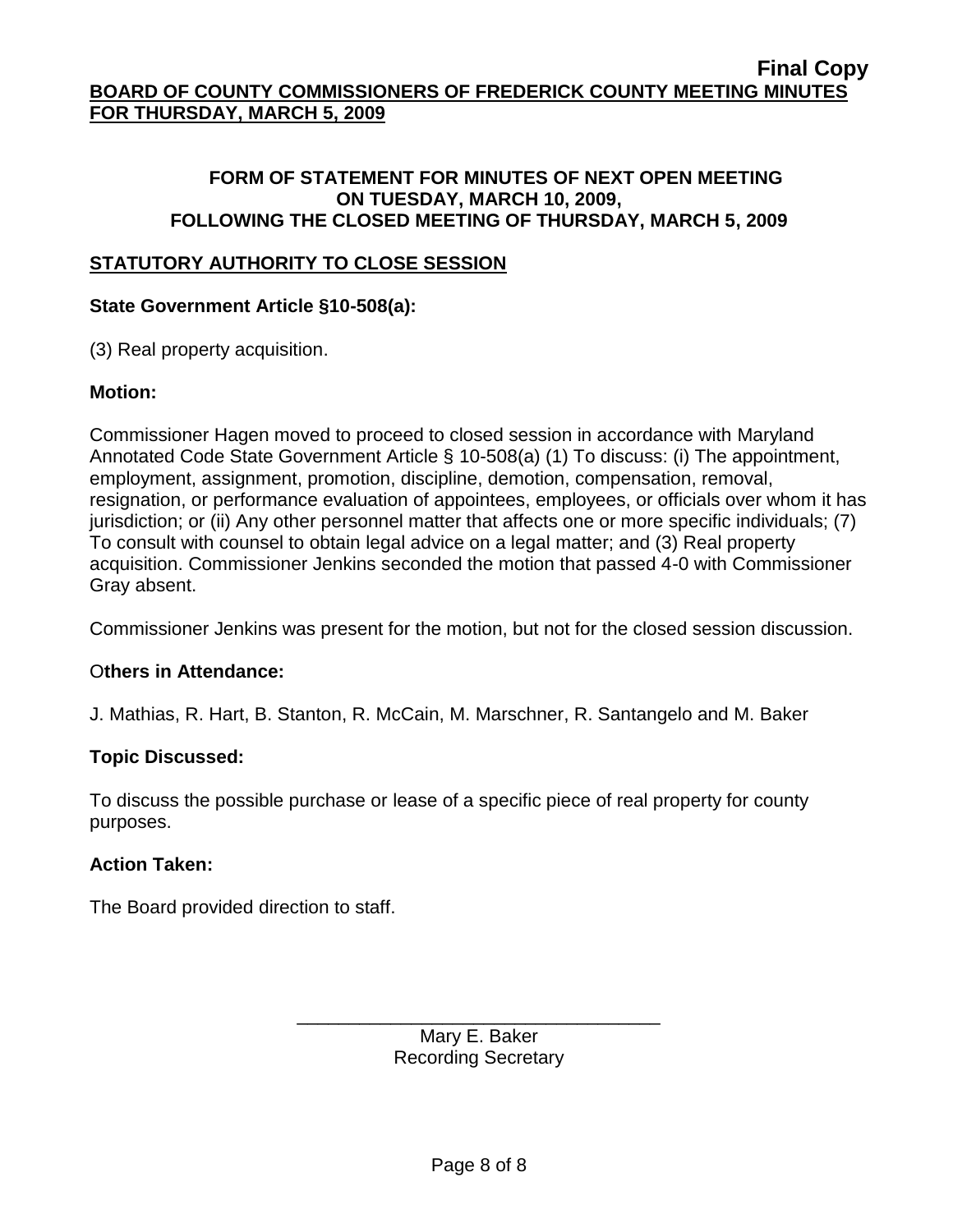**Final Copy**

**BOARD OF COUNTY COMMISSIONERS OF FREDERICK COUNTY MEETING MINUTES FOR THURSDAY, MARCH 5, 2009**

**FORM OF STATEMENT FOR MINUTES OF NEXT OPEN MEETING ON TUESDAY, MARCH 10, 2009, FOLLOWING THE CLOSED MEETING OF THURSDAY, MARCH 5, 2009**

## STATUTORY AUTHORITY TO CLOSE SESSION

**State Government Article §10-508(a):**

(3) Real property acquisition.

**Motion:**

Commissioner Hagen moved to proceed to closed session in accordance with Maryland Annotated Code State Government Article § 10-508(a) (1) To discuss: (i) The appointment, employment, assignment, promotion, discipline, demotion, compensation, removal, resignation, or performance evaluation of appointees, employees, or officials over whom it has jurisdiction; or (ii) Any other personnel matter that affects one or more specific individuals; (7) To consult with counsel to obtain legal advice on a legal matter; and (3) Real property acquisition. Commissioner Jenkins seconded the motion that passed 4-0 with Commissioner Gray absent.

Commissioner Jenkins was present for the motion, but not for the closed session discussion.

O**thers in Attendance:**

J. Mathias, R. Hart, B. Stanton, R. McCain, M. Marschner, R. Santangelo and M. Baker

**Topic Discussed:**

To discuss the possible purchase or lease of a specific piece of real property for county purposes.

**Action Taken:**

The Board provided direction to staff.

\_\_\_\_\_\_\_\_\_\_\_\_\_\_\_\_\_\_\_\_\_\_\_\_\_\_\_\_\_\_\_\_\_\_\_\_
Mary E. Baker
Recording Secretary